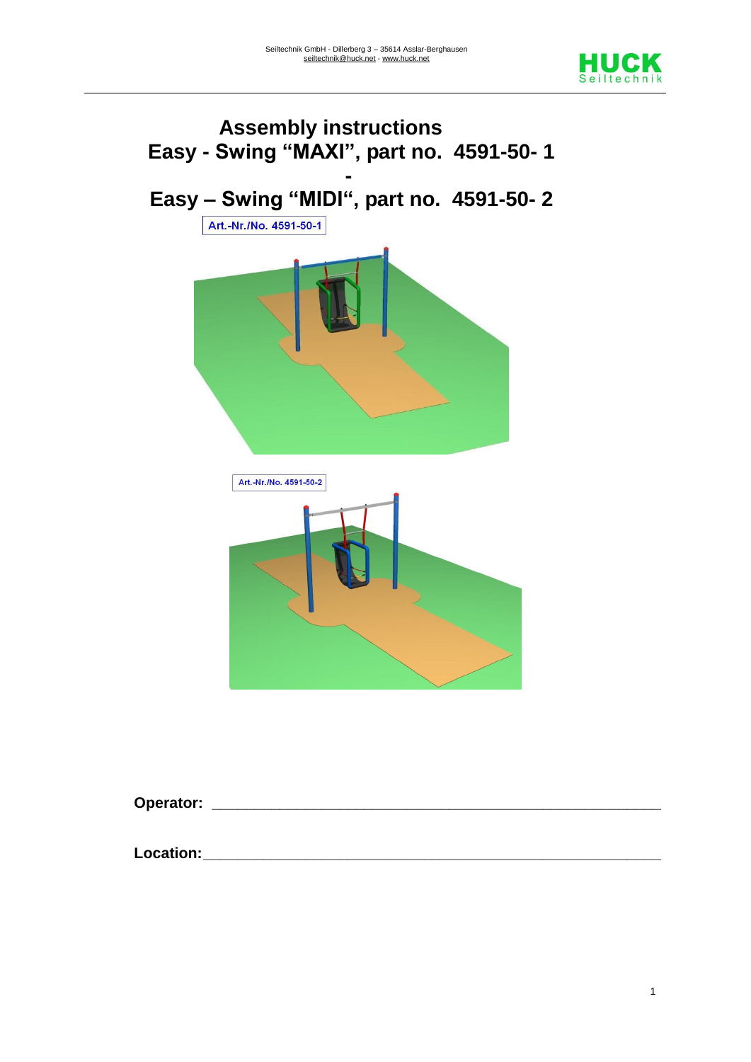# Assembly instructions
# Easy - Swing "MAXI", part no. 4591-50- 1
# -
# Easy – Swing "MIDI", part no. 4591-50- 2

Art.-Nr./No. 4591-50-1

Art.-Nr./No. 4591-50-2

**Operator:** ________________________________________________________

**Location:**________________________________________________________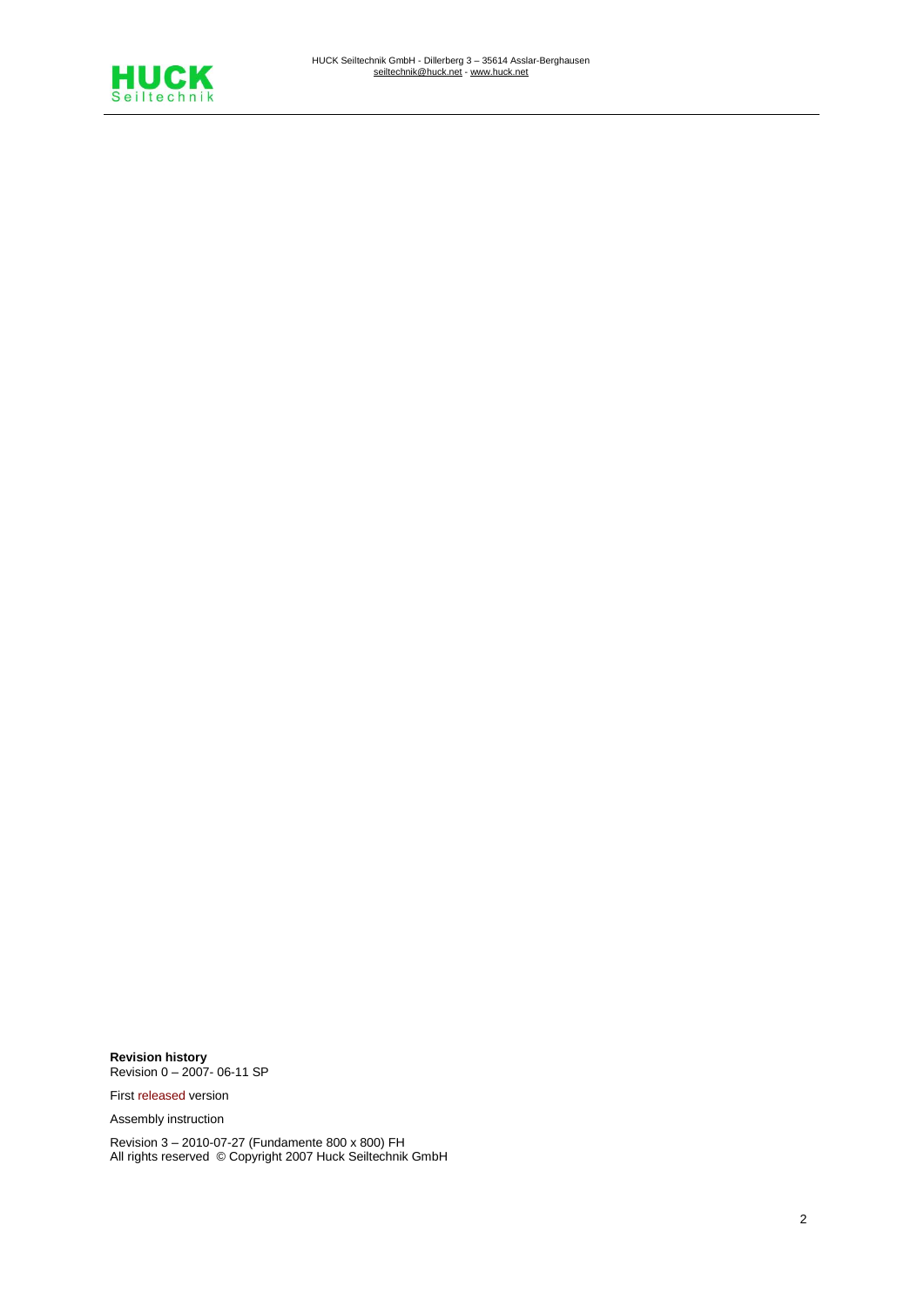**Revision history**
Revision 0 – 2007- 06-11 SP

First released version

Assembly instruction

Revision 3 – 2010-07-27 (Fundamente 800 x 800) FH
All rights reserved © Copyright 2007 Huck Seiltechnik GmbH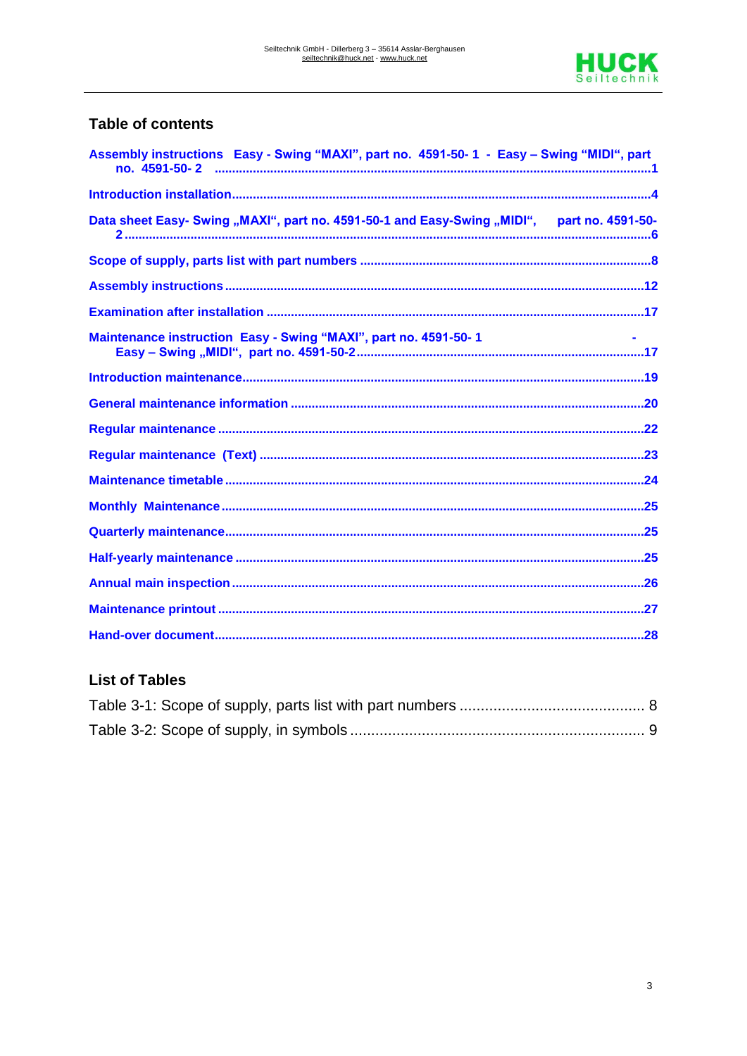## Table of contents

Assembly instructions  Easy - Swing "MAXI", part no.  4591-50- 1  -  Easy – Swing "MIDI", part no.  4591-50- 2 ....1

Introduction installation....4

Data sheet Easy- Swing „MAXI", part no. 4591-50-1 and Easy-Swing „MIDI",      part no. 4591-50-2....6

Scope of supply, parts list with part numbers....8

Assembly instructions....12

Examination after installation....17

Maintenance instruction  Easy - Swing "MAXI", part no. 4591-50- 1  -  Easy – Swing „MIDI",  part no. 4591-50-2....17

Introduction maintenance....19

General maintenance information....20

Regular maintenance....22

Regular maintenance  (Text)....23

Maintenance timetable....24

Monthly  Maintenance....25

Quarterly maintenance....25

Half-yearly maintenance....25

Annual main inspection....26

Maintenance printout....27

Hand-over document....28

## List of Tables

Table 3-1: Scope of supply, parts list with part numbers.... 8

Table 3-2: Scope of supply, in symbols.... 9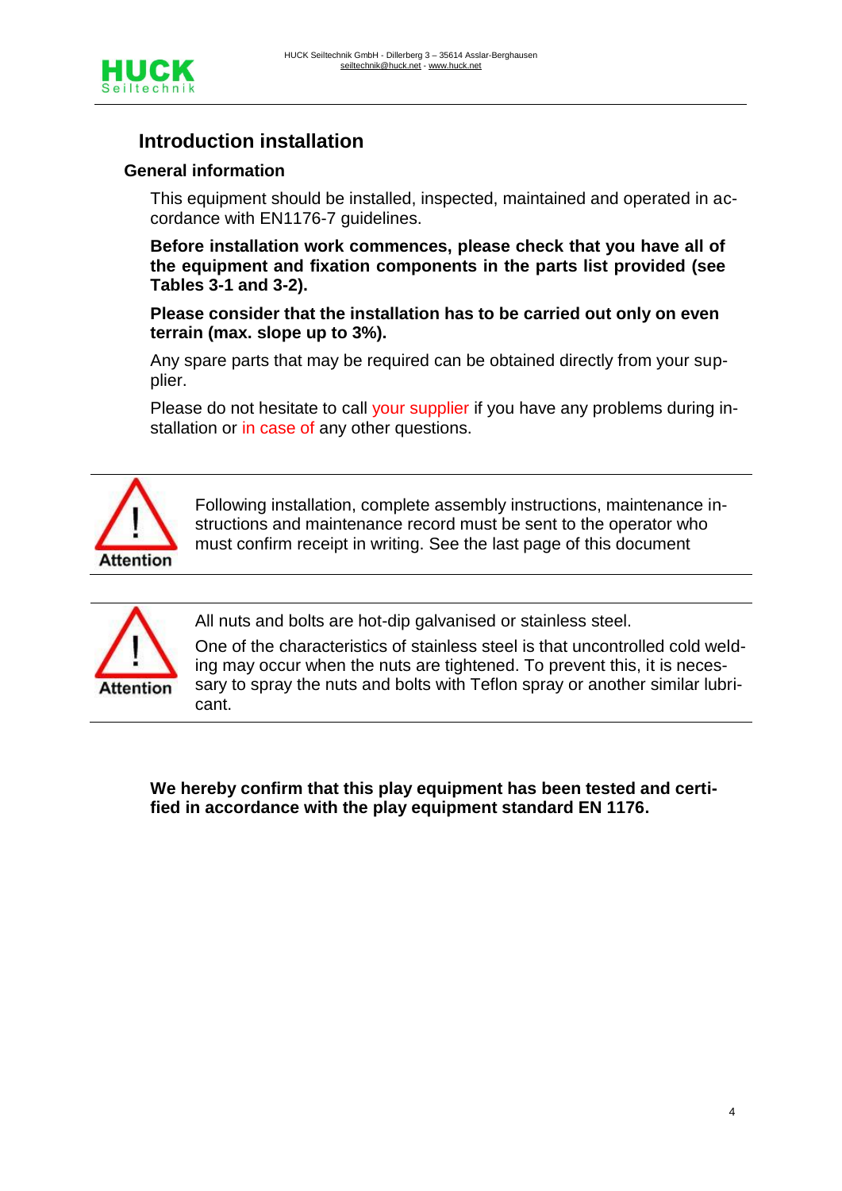## Introduction installation

### General information

This equipment should be installed, inspected, maintained and operated in accordance with EN1176-7 guidelines.

**Before installation work commences, please check that you have all of the equipment and fixation components in the parts list provided (see Tables 3-1 and 3-2).**

**Please consider that the installation has to be carried out only on even terrain (max. slope up to 3%).**

Any spare parts that may be required can be obtained directly from your supplier.

Please do not hesitate to call your supplier if you have any problems during installation or in case of any other questions.

---

**Attention**

Following installation, complete assembly instructions, maintenance instructions and maintenance record must be sent to the operator who must confirm receipt in writing. See the last page of this document

---

**Attention**

All nuts and bolts are hot-dip galvanised or stainless steel.

One of the characteristics of stainless steel is that uncontrolled cold welding may occur when the nuts are tightened. To prevent this, it is necessary to spray the nuts and bolts with Teflon spray or another similar lubricant.

---

**We hereby confirm that this play equipment has been tested and certified in accordance with the play equipment standard EN 1176.**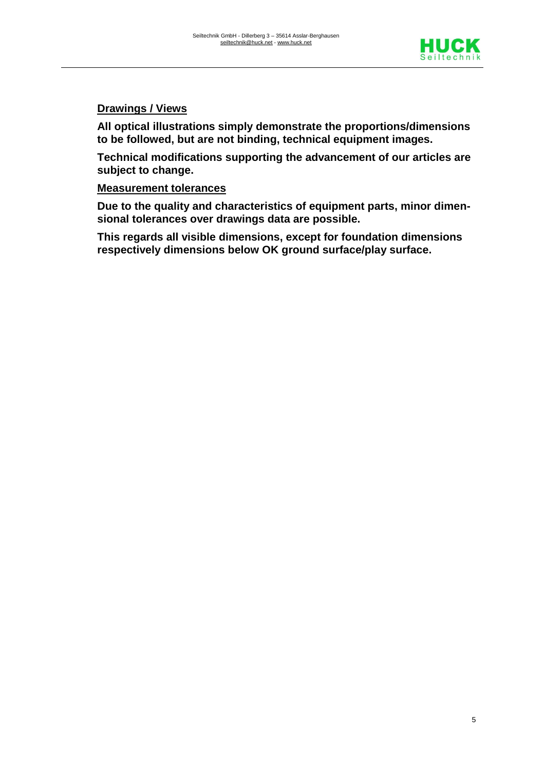**Drawings / Views**

**All optical illustrations simply demonstrate the proportions/dimensions to be followed, but are not binding, technical equipment images.**

**Technical modifications supporting the advancement of our articles are subject to change.**

**Measurement tolerances**

**Due to the quality and characteristics of equipment parts, minor dimensional tolerances over drawings data are possible.**

**This regards all visible dimensions, except for foundation dimensions respectively dimensions below OK ground surface/play surface.**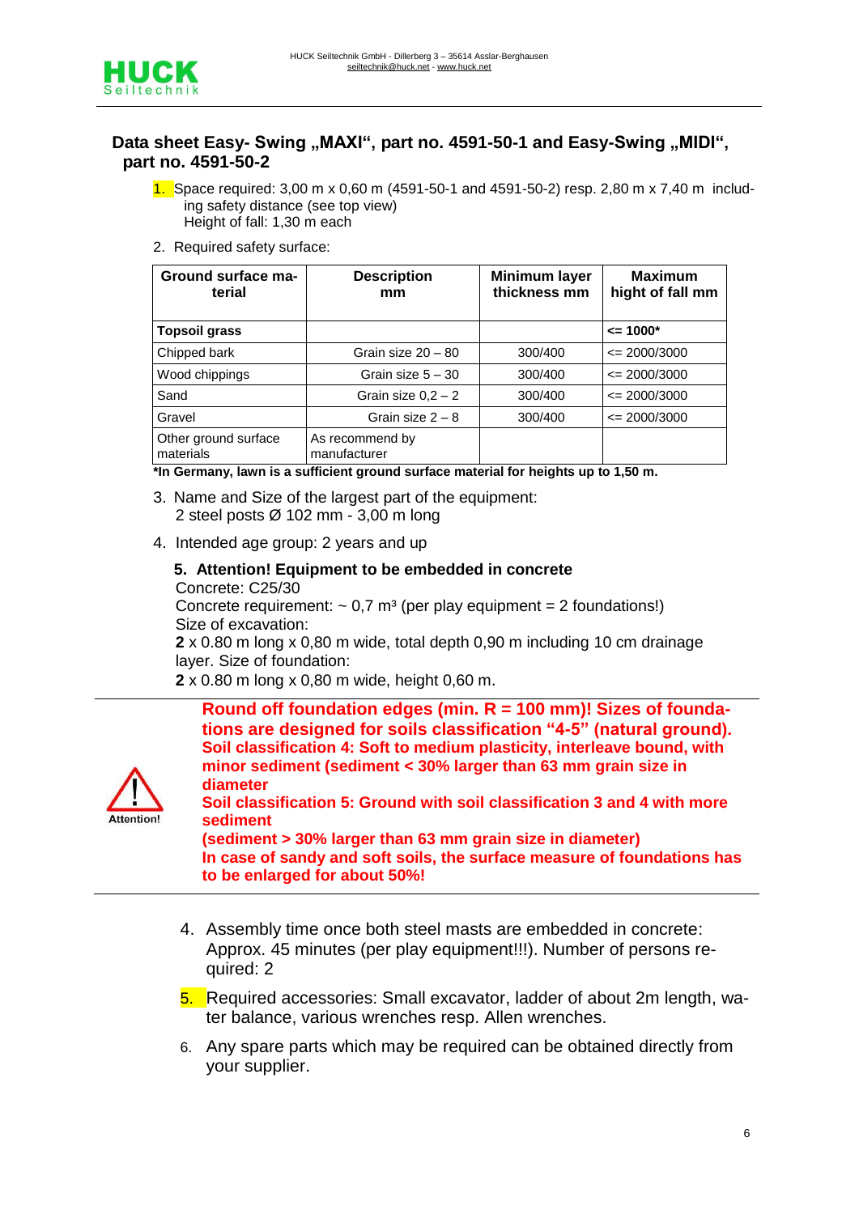## Data sheet Easy- Swing „MAXI", part no. 4591-50-1 and Easy-Swing „MIDI", part no. 4591-50-2

1. Space required: 3,00 m x 0,60 m (4591-50-1 and 4591-50-2) resp. 2,80 m x 7,40 m including safety distance (see top view)
   Height of fall: 1,30 m each

2. Required safety surface:

| Ground surface material | Description mm | Minimum layer thickness mm | Maximum hight of fall mm |
|---|---|---|---|
| **Topsoil grass** | | | **<= 1000*** |
| Chipped bark | Grain size 20 – 80 | 300/400 | <= 2000/3000 |
| Wood chippings | Grain size 5 – 30 | 300/400 | <= 2000/3000 |
| Sand | Grain size 0,2 – 2 | 300/400 | <= 2000/3000 |
| Gravel | Grain size 2 – 8 | 300/400 | <= 2000/3000 |
| Other ground surface materials | As recommend by manufacturer | | |

**\*In Germany, lawn is a sufficient ground surface material for heights up to 1,50 m.**

3. Name and Size of the largest part of the equipment:
   2 steel posts Ø 102 mm - 3,00 m long

4. Intended age group: 2 years and up

5. **Attention! Equipment to be embedded in concrete**
   Concrete: C25/30
   Concrete requirement: ~ 0,7 m³ (per play equipment = 2 foundations!)
   Size of excavation:
   **2** x 0.80 m long x 0,80 m wide, total depth 0,90 m including 10 cm drainage layer. Size of foundation:
   **2** x 0.80 m long x 0,80 m wide, height 0,60 m.

Attention!

**Round off foundation edges (min. R = 100 mm)! Sizes of foundations are designed for soils classification "4-5" (natural ground).**
**Soil classification 4: Soft to medium plasticity, interleave bound, with minor sediment (sediment < 30% larger than 63 mm grain size in diameter**
**Soil classification 5: Ground with soil classification 3 and 4 with more sediment**
**(sediment > 30% larger than 63 mm grain size in diameter)**
**In case of sandy and soft soils, the surface measure of foundations has to be enlarged for about 50%!**

4. Assembly time once both steel masts are embedded in concrete: Approx. 45 minutes (per play equipment!!!). Number of persons required: 2

5. Required accessories: Small excavator, ladder of about 2m length, water balance, various wrenches resp. Allen wrenches.

6. Any spare parts which may be required can be obtained directly from your supplier.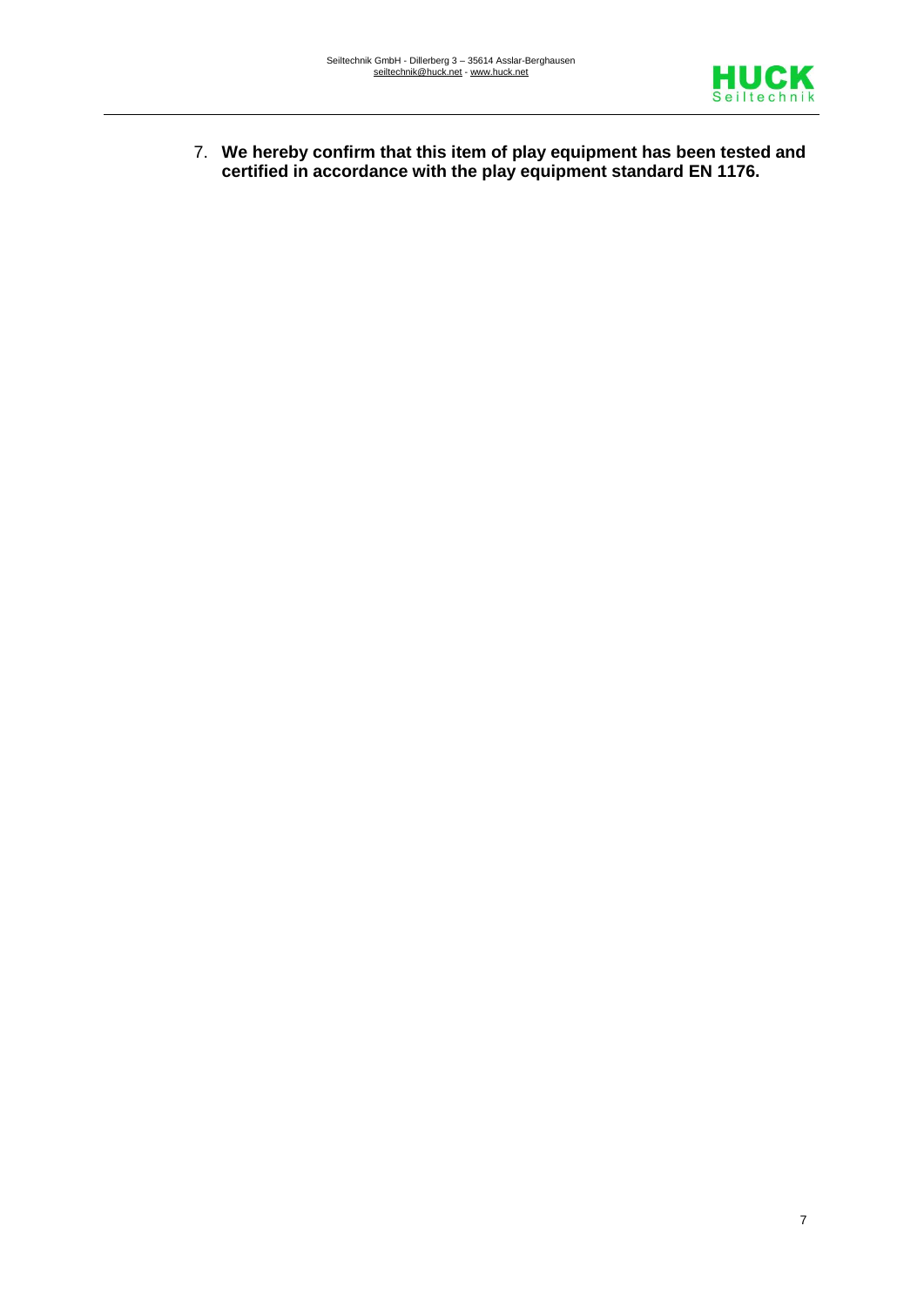7. **We hereby confirm that this item of play equipment has been tested and certified in accordance with the play equipment standard EN 1176.**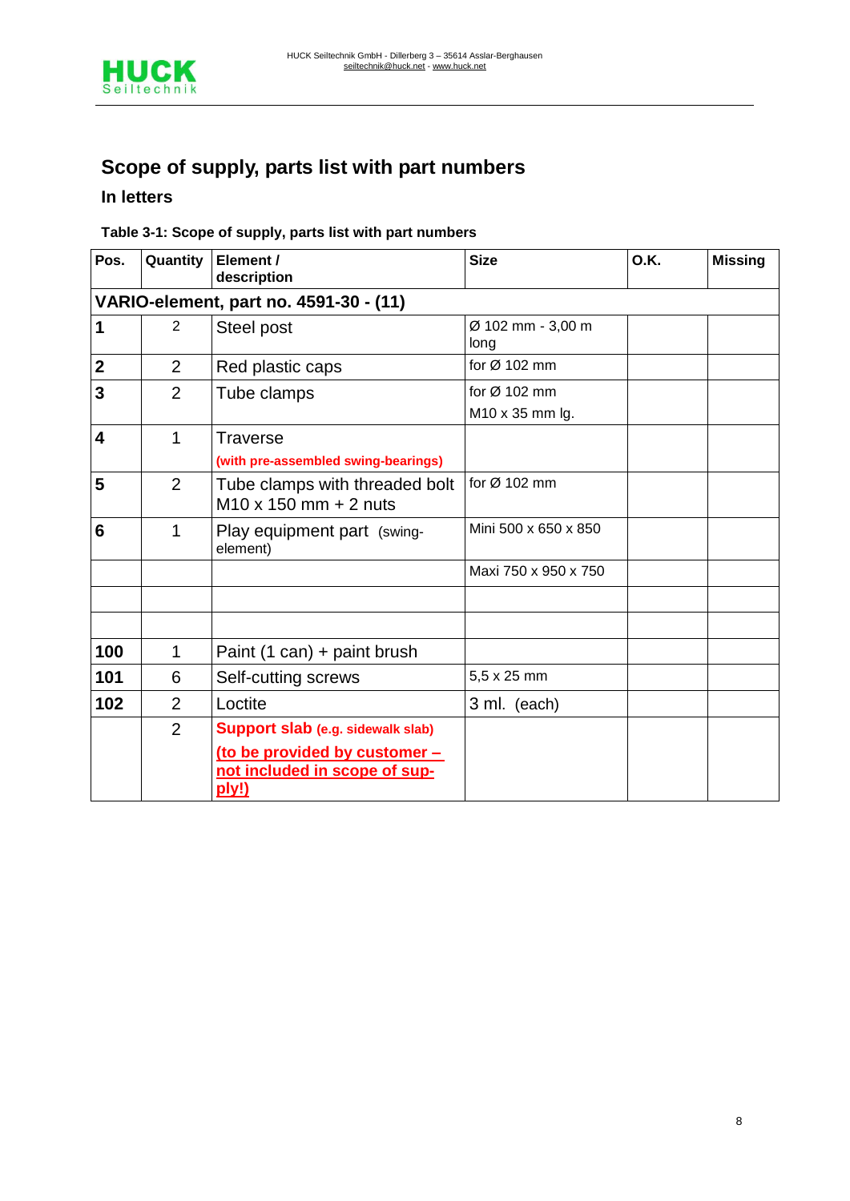## Scope of supply, parts list with part numbers

### In letters

**Table 3-1: Scope of supply, parts list with part numbers**

| Pos. | Quantity | Element / description | Size | O.K. | Missing |
|---|---|---|---|---|---|
| **VARIO-element, part no. 4591-30 - (11)** | | | | | |
| **1** | 2 | Steel post | Ø 102 mm - 3,00 m long | | |
| **2** | 2 | Red plastic caps | for Ø 102 mm | | |
| **3** | 2 | Tube clamps | for Ø 102 mm<br>M10 x 35 mm lg. | | |
| **4** | 1 | Traverse<br>**(with pre-assembled swing-bearings)** | | | |
| **5** | 2 | Tube clamps with threaded bolt M10 x 150 mm + 2 nuts | for Ø 102 mm | | |
| **6** | 1 | Play equipment part (swing-element) | Mini 500 x 650 x 850 | | |
| | | | Maxi 750 x 950 x 750 | | |
| | | | | | |
| | | | | | |
| **100** | 1 | Paint (1 can) + paint brush | | | |
| **101** | 6 | Self-cutting screws | 5,5 x 25 mm | | |
| **102** | 2 | Loctite | 3 ml. (each) | | |
| | 2 | **Support slab (e.g. sidewalk slab)**<br>**(to be provided by customer – not included in scope of supply!)** | | | |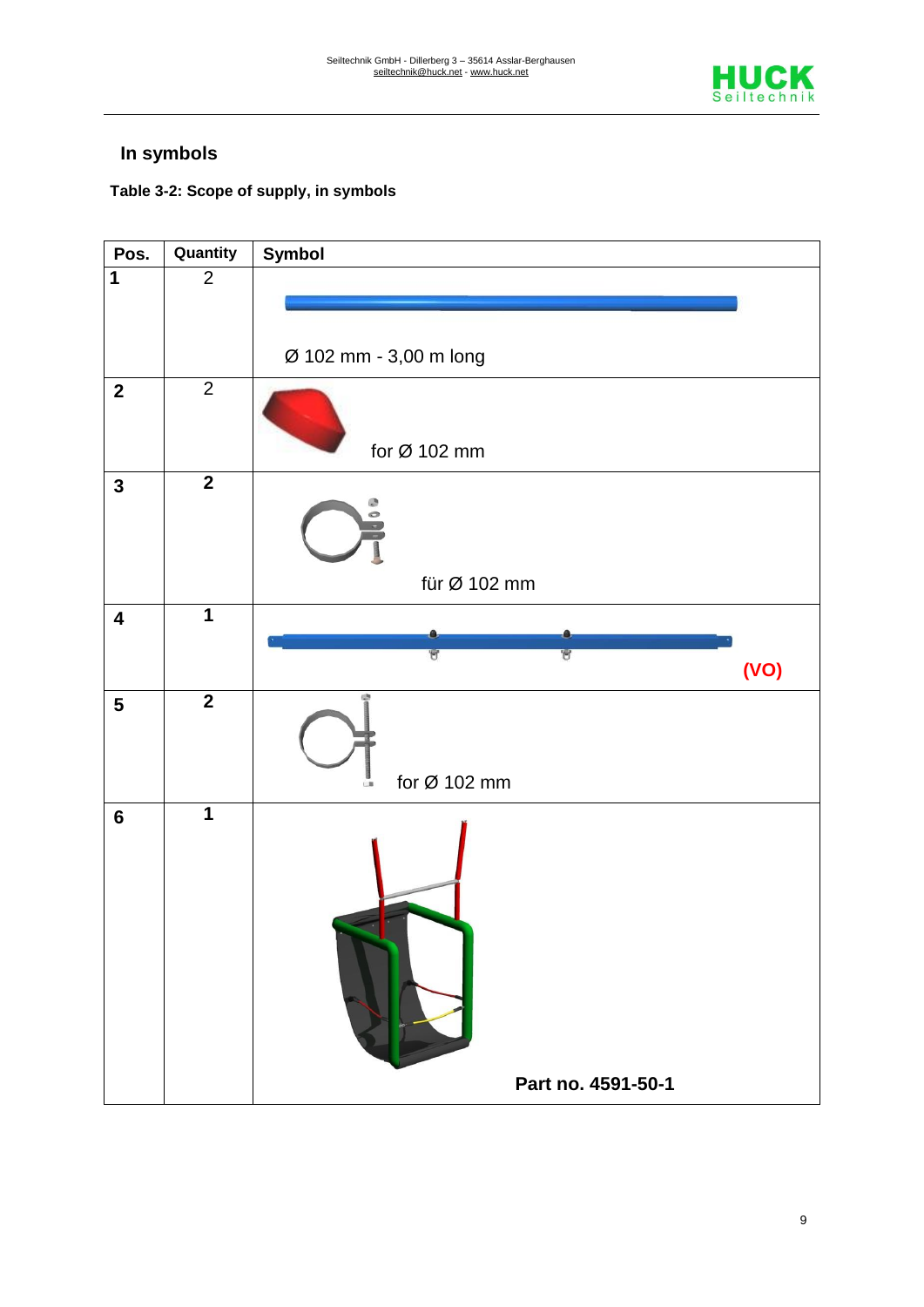## In symbols

**Table 3-2: Scope of supply, in symbols**

| Pos. | Quantity | Symbol |
|---|---|---|
| **1** | 2 | Ø 102 mm - 3,00 m long |
| **2** | 2 | for Ø 102 mm |
| **3** | **2** | für Ø 102 mm |
| **4** | **1** | **(VO)** |
| **5** | **2** | for Ø 102 mm |
| **6** | **1** | **Part no. 4591-50-1** |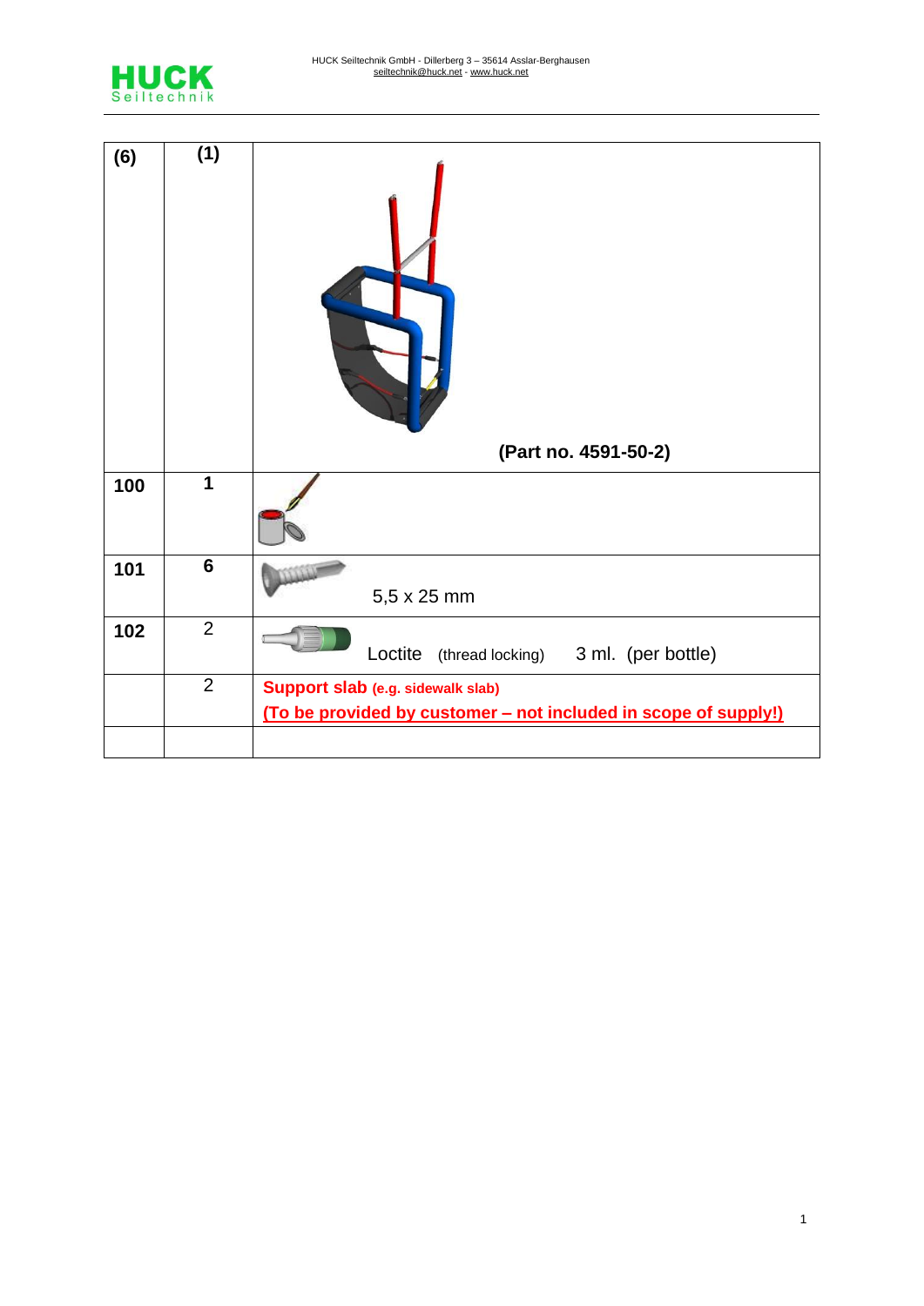| (6) | (1) | (Part no. 4591-50-2) |
|---|---|---|
| 100 | 1 | |
| 101 | 6 | 5,5 x 25 mm |
| 102 | 2 | Loctite (thread locking) 3 ml. (per bottle) |
| | 2 | Support slab (e.g. sidewalk slab) (To be provided by customer – not included in scope of supply!) |
| | | |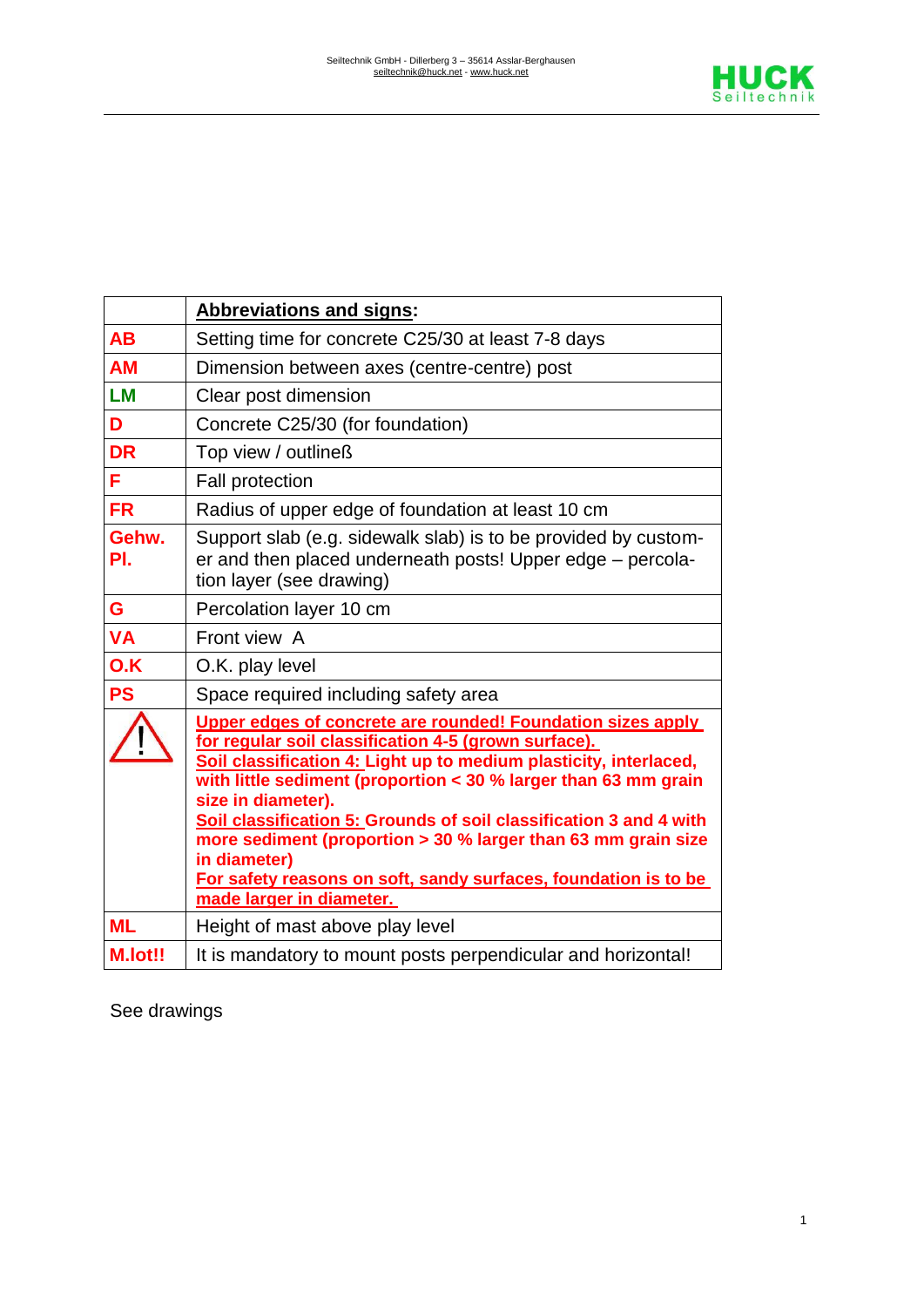| | **Abbreviations and signs:** |
|---|---|
| **AB** | Setting time for concrete C25/30 at least 7-8 days |
| **AM** | Dimension between axes (centre-centre) post |
| **LM** | Clear post dimension |
| **D** | Concrete C25/30 (for foundation) |
| **DR** | Top view / outlineß |
| **F** | Fall protection |
| **FR** | Radius of upper edge of foundation at least 10 cm |
| **Gehw. Pl.** | Support slab (e.g. sidewalk slab) is to be provided by customer and then placed underneath posts! Upper edge – percolation layer (see drawing) |
| **G** | Percolation layer 10 cm |
| **VA** | Front view A |
| **O.K** | O.K. play level |
| **PS** | Space required including safety area |
| ⚠ | **Upper edges of concrete are rounded! Foundation sizes apply for regular soil classification 4-5 (grown surface).** **Soil classification 4: Light up to medium plasticity, interlaced, with little sediment (proportion < 30 % larger than 63 mm grain size in diameter).** **Soil classification 5: Grounds of soil classification 3 and 4 with more sediment (proportion > 30 % larger than 63 mm grain size in diameter)** **For safety reasons on soft, sandy surfaces, foundation is to be made larger in diameter.** |
| **ML** | Height of mast above play level |
| **M.lot!!** | It is mandatory to mount posts perpendicular and horizontal! |

See drawings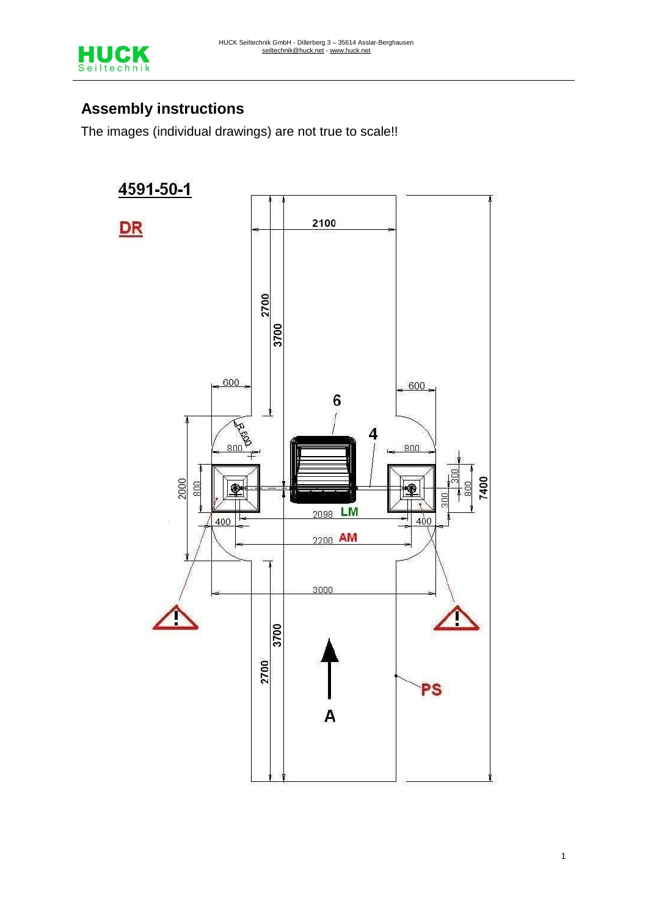## Assembly instructions

The images (individual drawings) are not true to scale!!

4591-50-1

DR

2100

2700

3700

600

600

6

R 600

4

800

800

2000

800

300

800

7400

300

2098 LM

400

400

2200 AM

3000

3700

2700

PS

A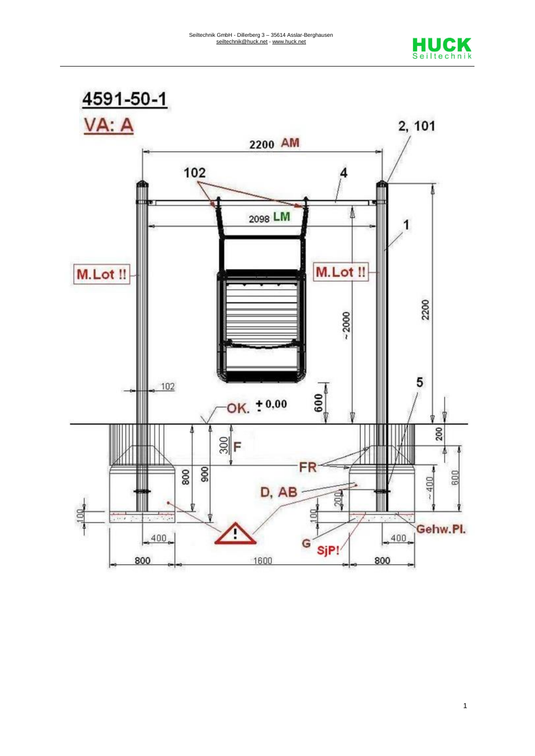# 4591-50-1

VA: A

2, 101

2200 AM

102

4

2098 LM

1

M.Lot !!

M.Lot !!

~2000

2200

102

5

OK. ± 0,00

600

300 F

200

FR

800

900

~400

600

D, AB

200

100

100

Gehw.Pl.

G

SjP!

400

400

800

1600

800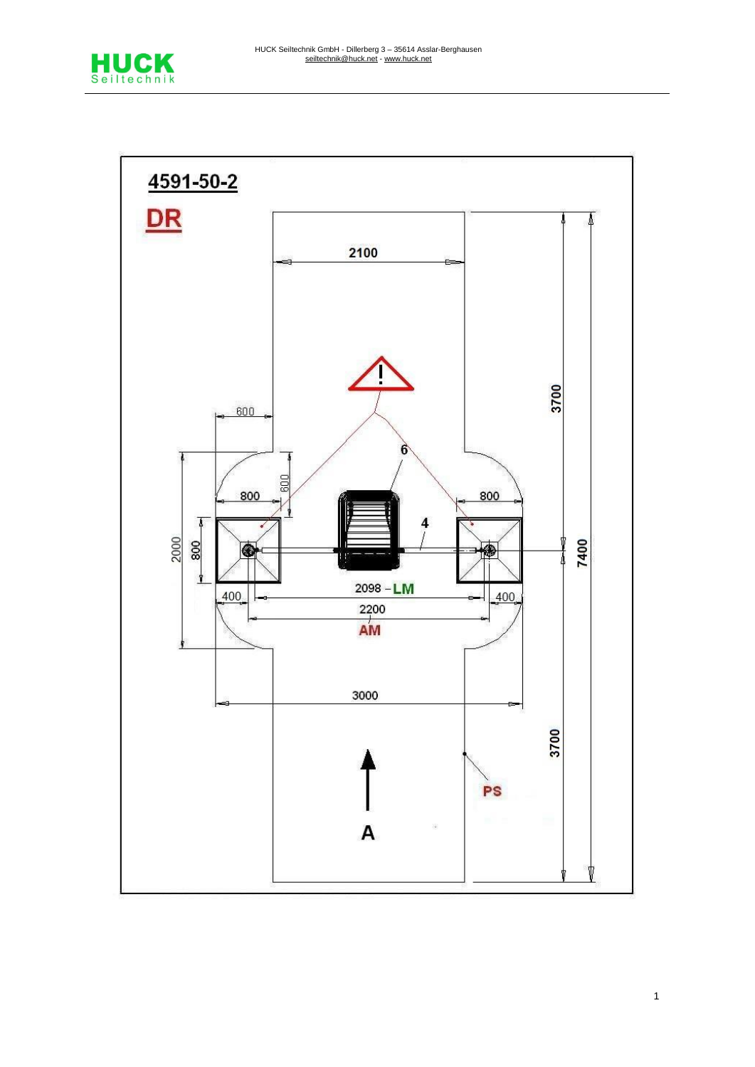4591-50-2

DR

2100

3700

7400

600

6

600

800

800

4

2000

800

400

2098 – LM

400

2200

AM

3000

3700

PS

A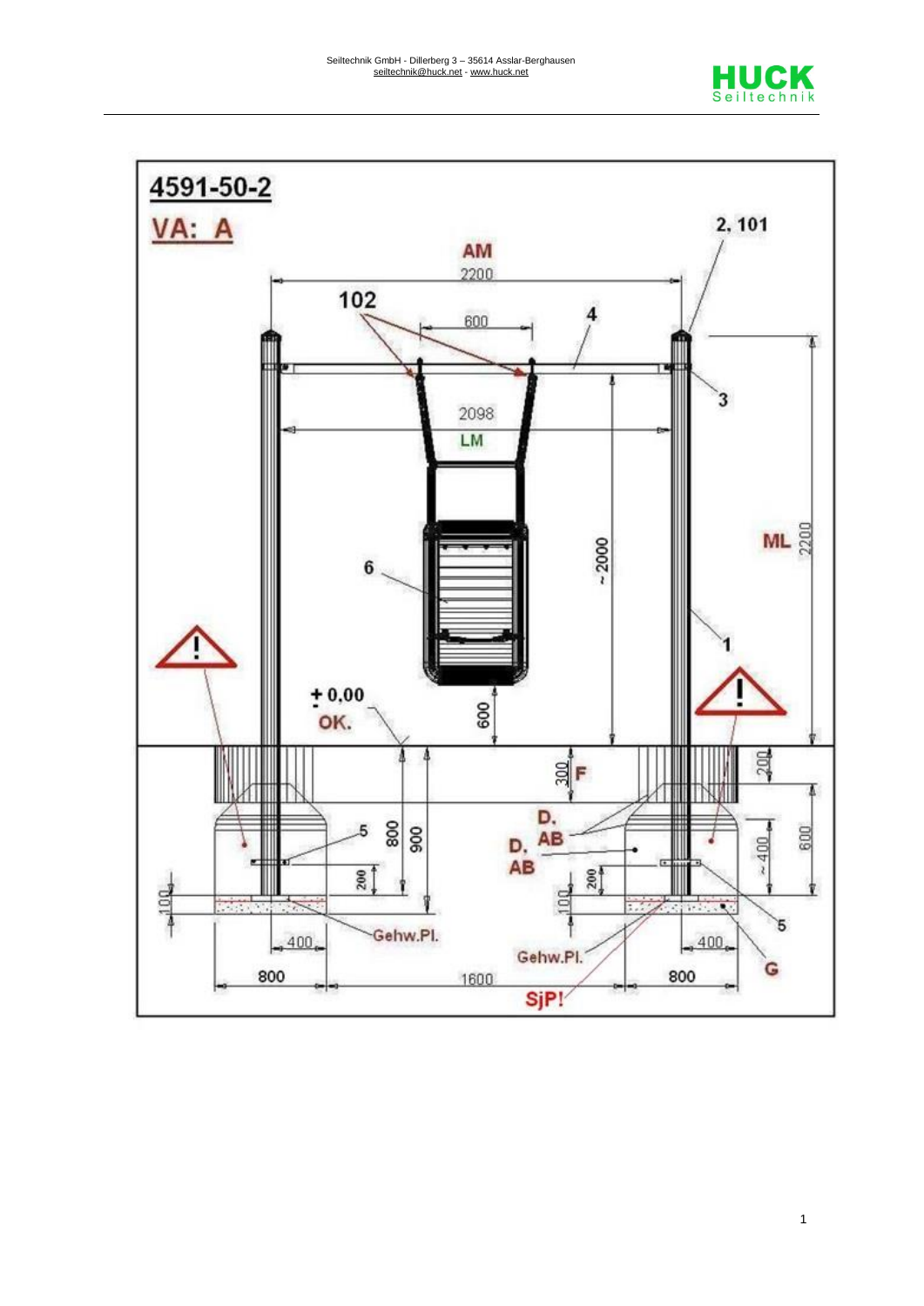# 4591-50-2

**VA: A**

AM 2200

102

600

4

2, 101

3

2098

LM

6

~ 2000

ML 2200

1

± 0,00

OK.

600

300 F

200

D. AB

D. AB

800

900

600

~ 400

5

200

200

100

100

5

Gehw.Pl.

Gehw.Pl.

400

400

G

800

1600

800

SjP!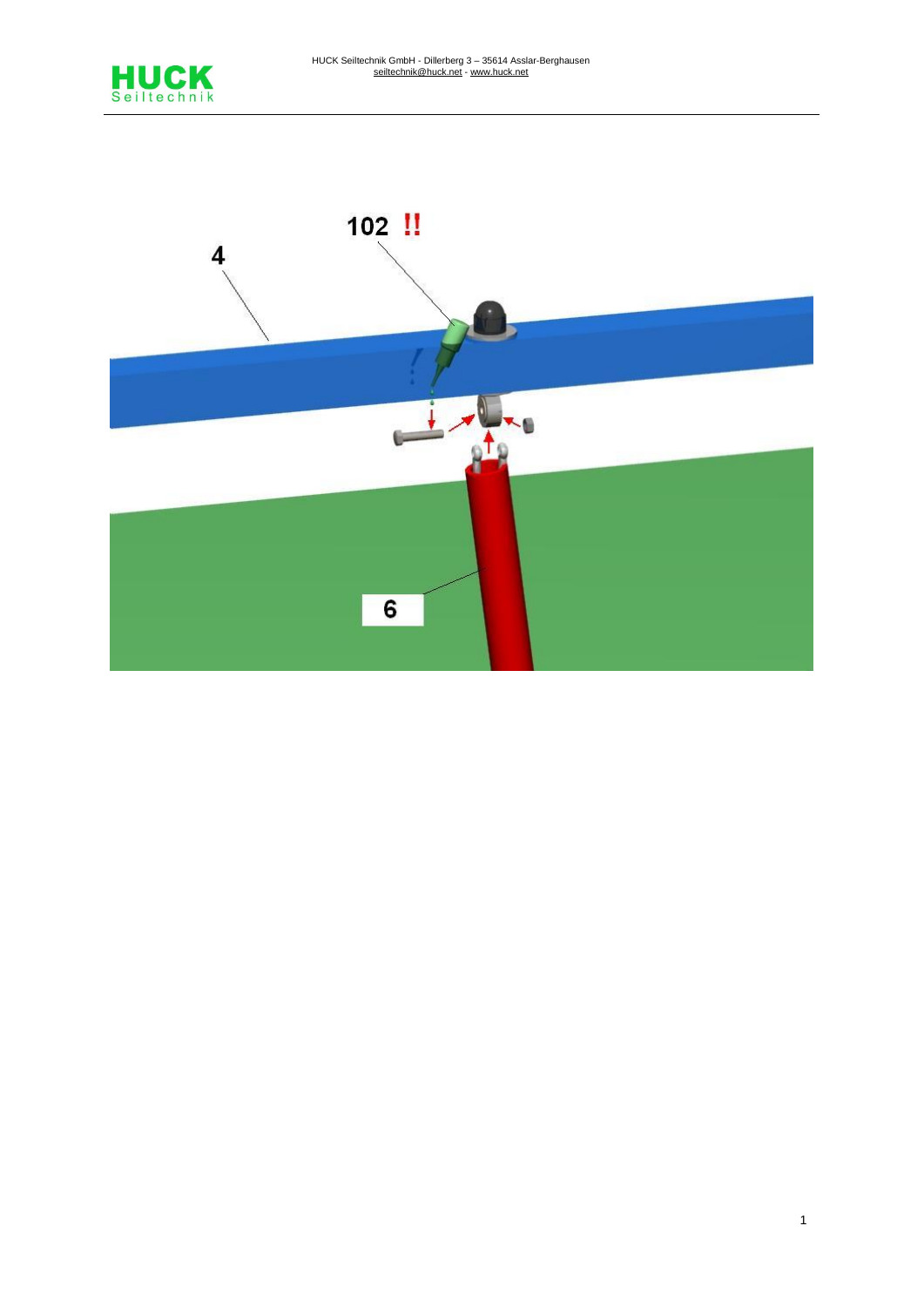102 !!

4

6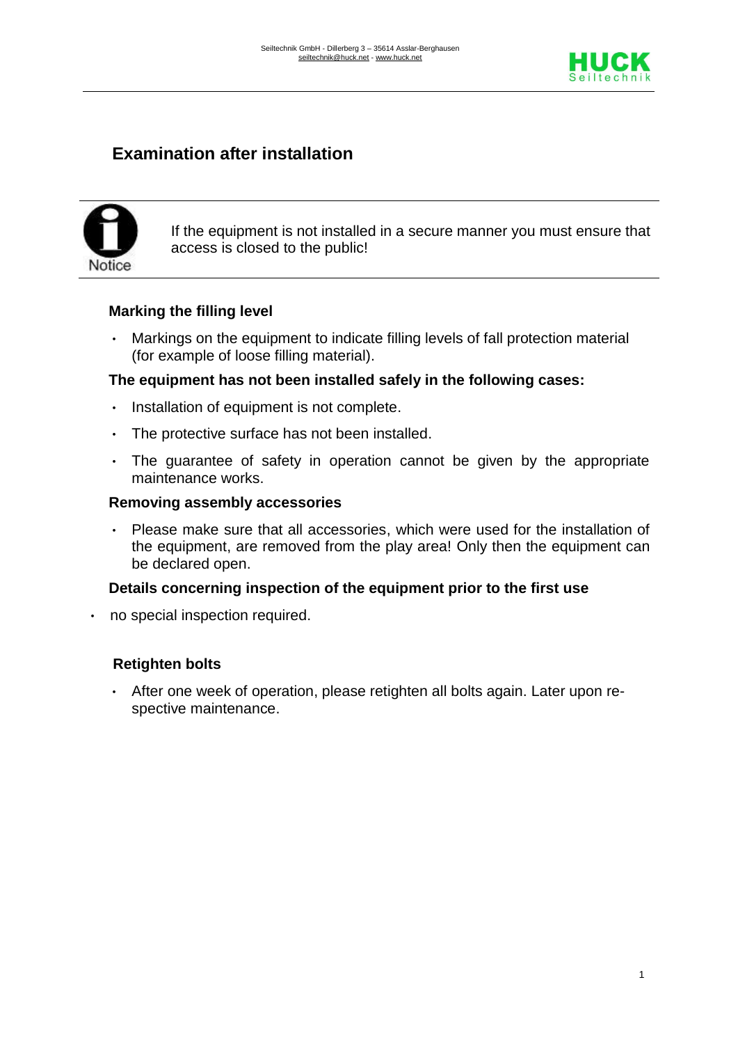## Examination after installation

**Notice**

If the equipment is not installed in a secure manner you must ensure that access is closed to the public!

### Marking the filling level

- Markings on the equipment to indicate filling levels of fall protection material (for example of loose filling material).

### The equipment has not been installed safely in the following cases:

- Installation of equipment is not complete.
- The protective surface has not been installed.
- The guarantee of safety in operation cannot be given by the appropriate maintenance works.

### Removing assembly accessories

- Please make sure that all accessories, which were used for the installation of the equipment, are removed from the play area! Only then the equipment can be declared open.

### Details concerning inspection of the equipment prior to the first use

- no special inspection required.

### Retighten bolts

- After one week of operation, please retighten all bolts again. Later upon re-spective maintenance.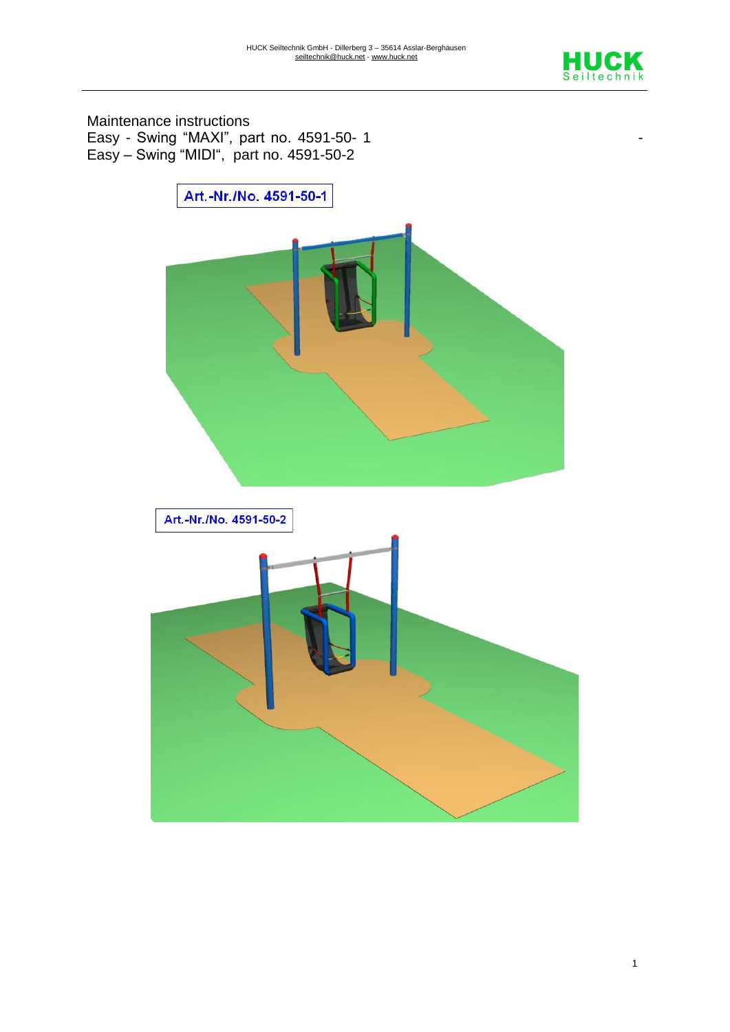Maintenance instructions
Easy - Swing "MAXI", part no. 4591-50- 1 -
Easy – Swing "MIDI", part no. 4591-50-2

Art.-Nr./No. 4591-50-1

Art.-Nr./No. 4591-50-2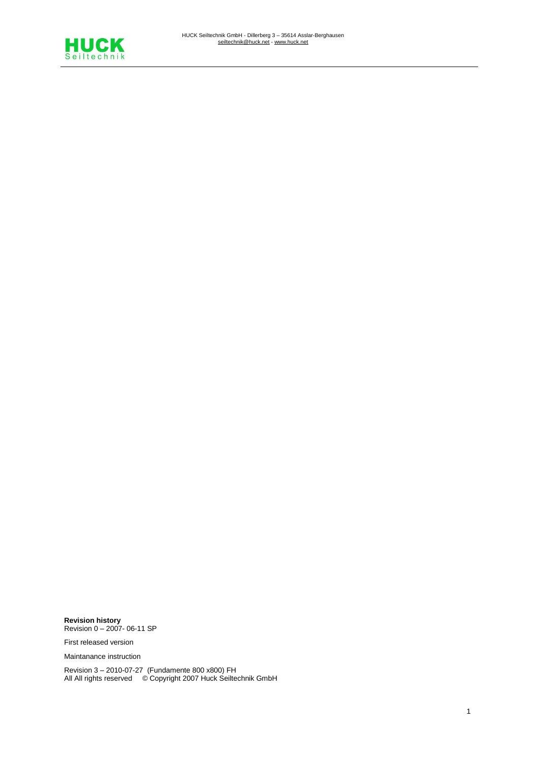**Revision history**
Revision 0 – 2007- 06-11 SP

First released version

Maintanance instruction

Revision 3 – 2010-07-27 (Fundamente 800 x800) FH
All All rights reserved © Copyright 2007 Huck Seiltechnik GmbH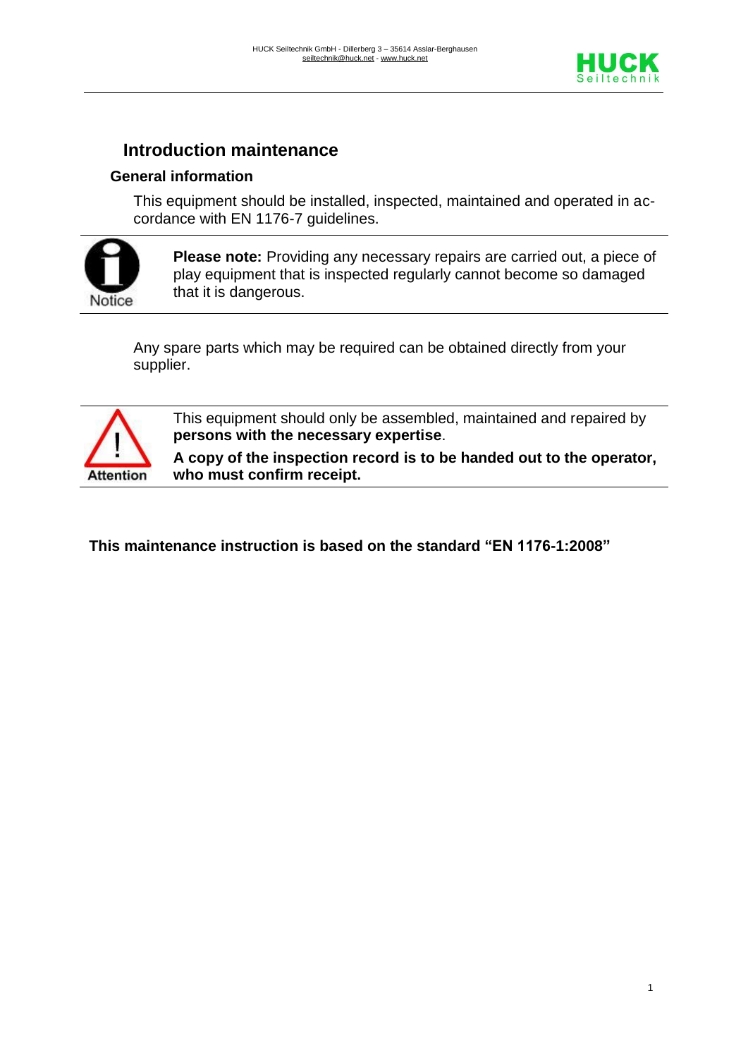## Introduction maintenance

### General information

This equipment should be installed, inspected, maintained and operated in accordance with EN 1176-7 guidelines.

Notice

**Please note:** Providing any necessary repairs are carried out, a piece of play equipment that is inspected regularly cannot become so damaged that it is dangerous.

Any spare parts which may be required can be obtained directly from your supplier.

Attention

This equipment should only be assembled, maintained and repaired by **persons with the necessary expertise**.

**A copy of the inspection record is to be handed out to the operator, who must confirm receipt.**

**This maintenance instruction is based on the standard "EN 1176-1:2008"**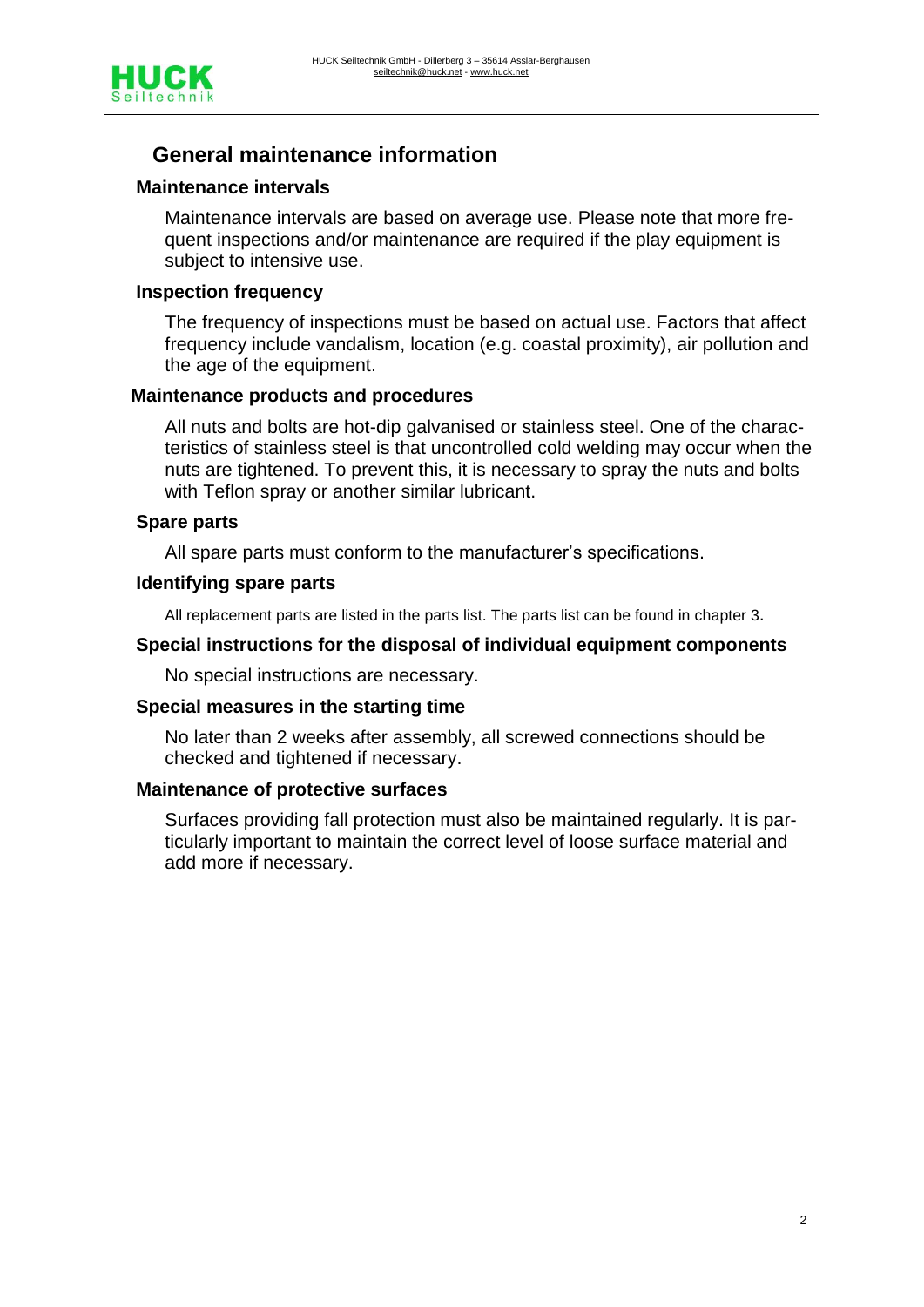## General maintenance information

### Maintenance intervals

Maintenance intervals are based on average use. Please note that more frequent inspections and/or maintenance are required if the play equipment is subject to intensive use.

### Inspection frequency

The frequency of inspections must be based on actual use. Factors that affect frequency include vandalism, location (e.g. coastal proximity), air pollution and the age of the equipment.

### Maintenance products and procedures

All nuts and bolts are hot-dip galvanised or stainless steel. One of the characteristics of stainless steel is that uncontrolled cold welding may occur when the nuts are tightened. To prevent this, it is necessary to spray the nuts and bolts with Teflon spray or another similar lubricant.

### Spare parts

All spare parts must conform to the manufacturer's specifications.

### Identifying spare parts

All replacement parts are listed in the parts list. The parts list can be found in chapter 3.

### Special instructions for the disposal of individual equipment components

No special instructions are necessary.

### Special measures in the starting time

No later than 2 weeks after assembly, all screwed connections should be checked and tightened if necessary.

### Maintenance of protective surfaces

Surfaces providing fall protection must also be maintained regularly. It is particularly important to maintain the correct level of loose surface material and add more if necessary.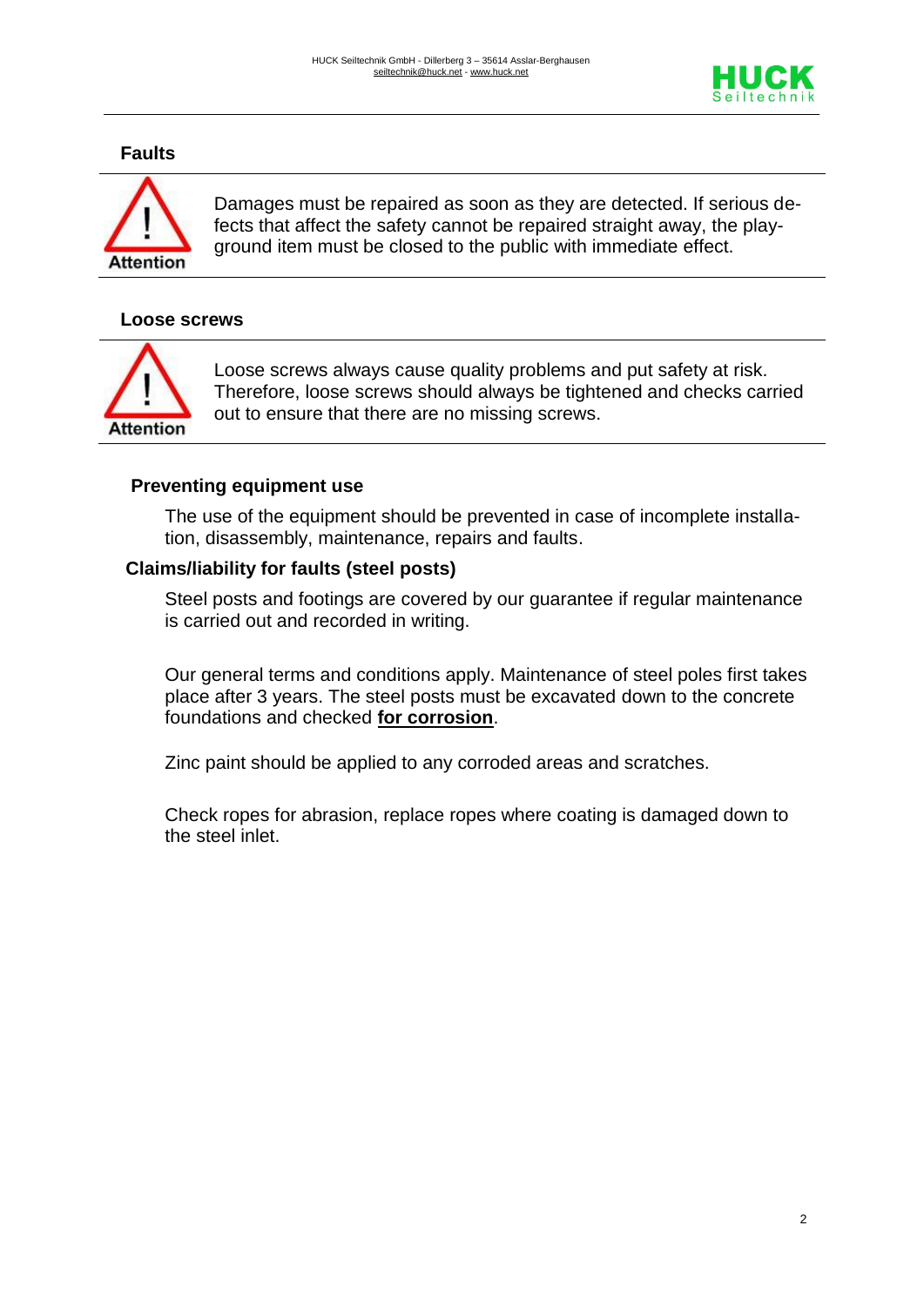## Faults

**Attention**

Damages must be repaired as soon as they are detected. If serious defects that affect the safety cannot be repaired straight away, the playground item must be closed to the public with immediate effect.

## Loose screws

**Attention**

Loose screws always cause quality problems and put safety at risk. Therefore, loose screws should always be tightened and checks carried out to ensure that there are no missing screws.

## Preventing equipment use

The use of the equipment should be prevented in case of incomplete installation, disassembly, maintenance, repairs and faults.

## Claims/liability for faults (steel posts)

Steel posts and footings are covered by our guarantee if regular maintenance is carried out and recorded in writing.

Our general terms and conditions apply. Maintenance of steel poles first takes place after 3 years. The steel posts must be excavated down to the concrete foundations and checked **for corrosion**.

Zinc paint should be applied to any corroded areas and scratches.

Check ropes for abrasion, replace ropes where coating is damaged down to the steel inlet.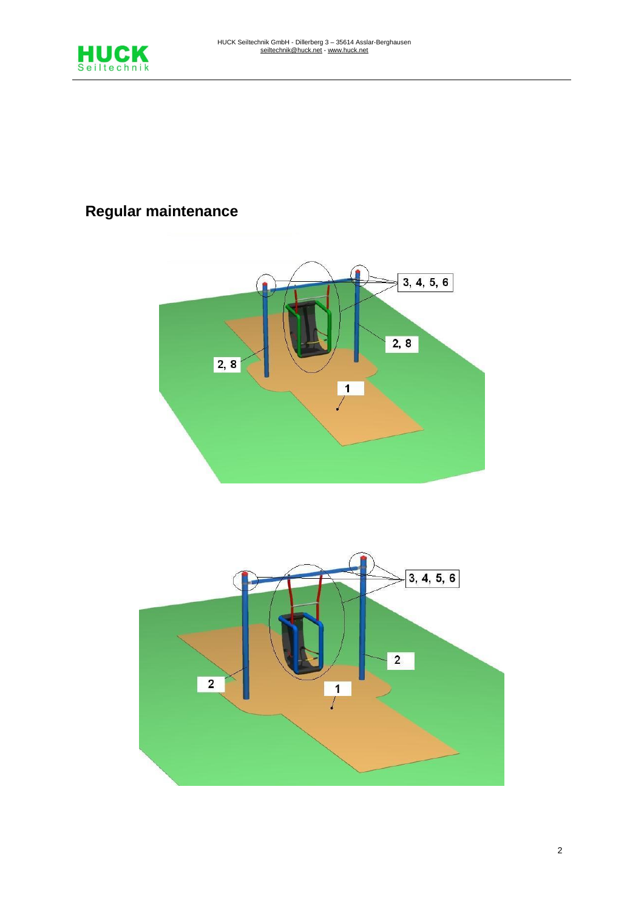## Regular maintenance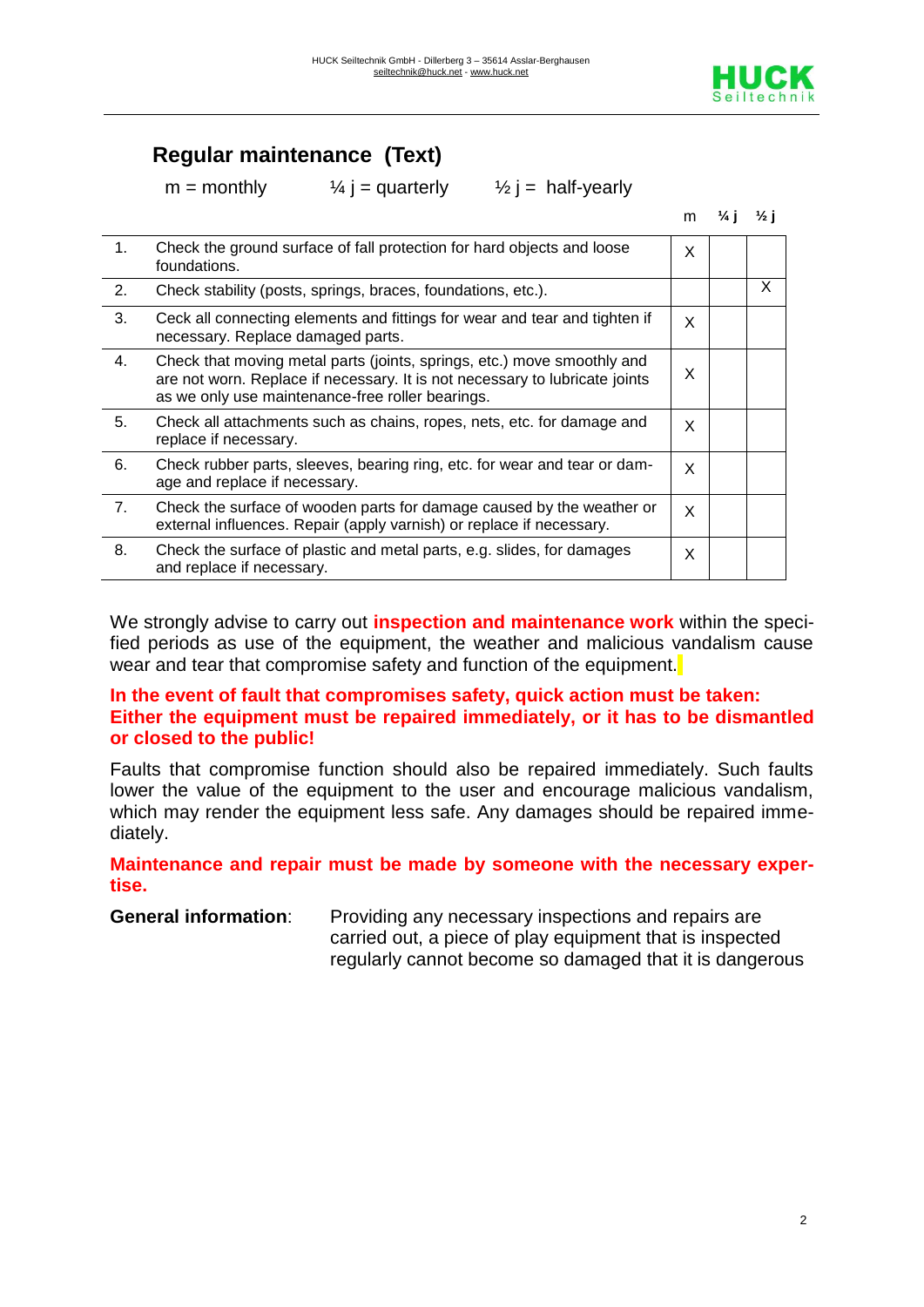## Regular maintenance (Text)

m = monthly  ¼ j = quarterly  ½ j = half-yearly

| | | m | ¼ j | ½ j |
|---|---|---|---|---|
| 1. | Check the ground surface of fall protection for hard objects and loose foundations. | X | | |
| 2. | Check stability (posts, springs, braces, foundations, etc.). | | | X |
| 3. | Ceck all connecting elements and fittings for wear and tear and tighten if necessary. Replace damaged parts. | X | | |
| 4. | Check that moving metal parts (joints, springs, etc.) move smoothly and are not worn. Replace if necessary. It is not necessary to lubricate joints as we only use maintenance-free roller bearings. | X | | |
| 5. | Check all attachments such as chains, ropes, nets, etc. for damage and replace if necessary. | X | | |
| 6. | Check rubber parts, sleeves, bearing ring, etc. for wear and tear or damage and replace if necessary. | X | | |
| 7. | Check the surface of wooden parts for damage caused by the weather or external influences. Repair (apply varnish) or replace if necessary. | X | | |
| 8. | Check the surface of plastic and metal parts, e.g. slides, for damages and replace if necessary. | X | | |

We strongly advise to carry out **inspection and maintenance work** within the specified periods as use of the equipment, the weather and malicious vandalism cause wear and tear that compromise safety and function of the equipment.

**In the event of fault that compromises safety, quick action must be taken: Either the equipment must be repaired immediately, or it has to be dismantled or closed to the public!**

Faults that compromise function should also be repaired immediately. Such faults lower the value of the equipment to the user and encourage malicious vandalism, which may render the equipment less safe. Any damages should be repaired immediately.

**Maintenance and repair must be made by someone with the necessary expertise.**

**General information**: Providing any necessary inspections and repairs are carried out, a piece of play equipment that is inspected regularly cannot become so damaged that it is dangerous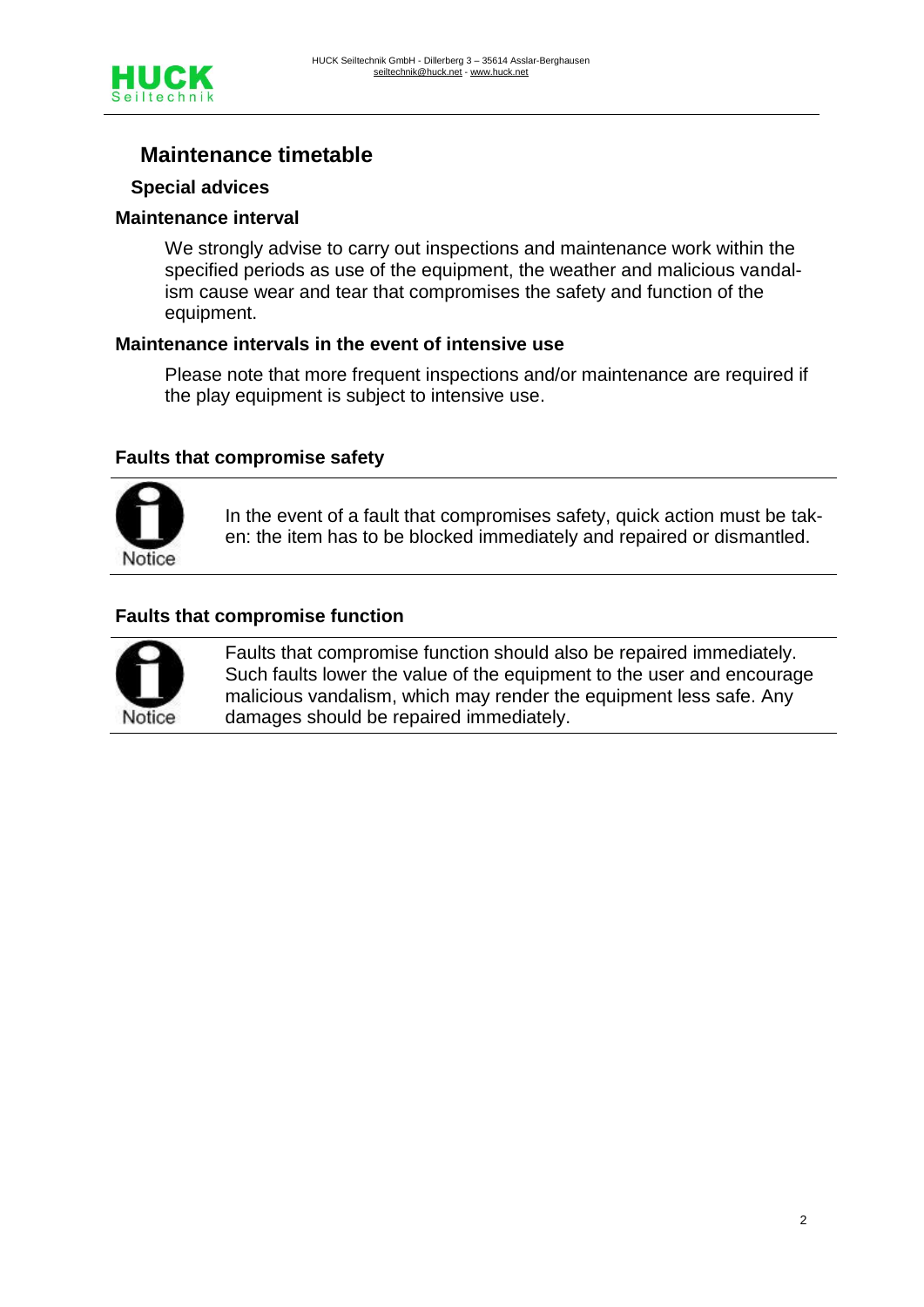## Maintenance timetable

### Special advices

#### Maintenance interval

We strongly advise to carry out inspections and maintenance work within the specified periods as use of the equipment, the weather and malicious vandalism cause wear and tear that compromises the safety and function of the equipment.

#### Maintenance intervals in the event of intensive use

Please note that more frequent inspections and/or maintenance are required if the play equipment is subject to intensive use.

#### Faults that compromise safety

Notice

In the event of a fault that compromises safety, quick action must be taken: the item has to be blocked immediately and repaired or dismantled.

#### Faults that compromise function

Notice

Faults that compromise function should also be repaired immediately. Such faults lower the value of the equipment to the user and encourage malicious vandalism, which may render the equipment less safe. Any damages should be repaired immediately.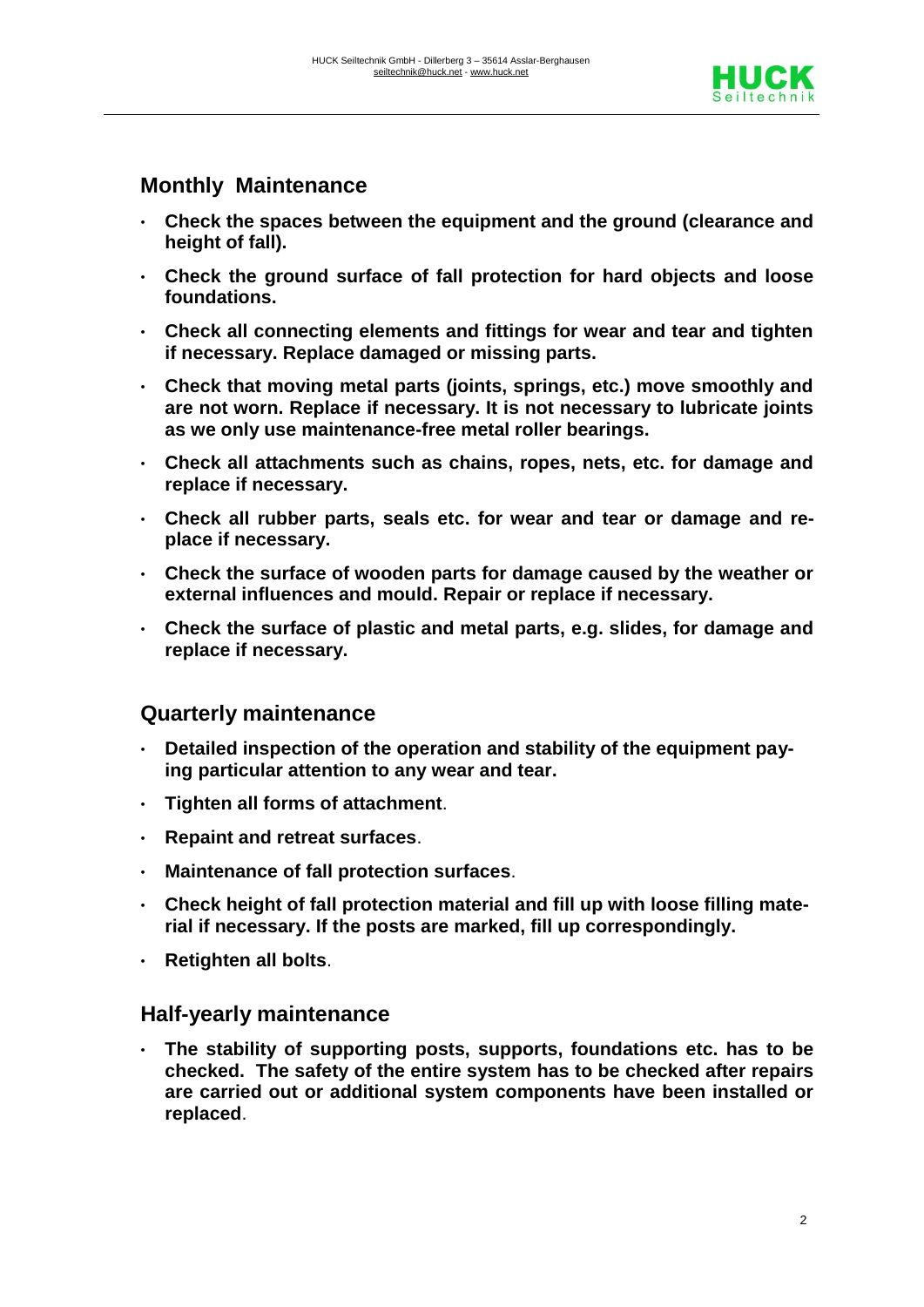## Monthly Maintenance

- **Check the spaces between the equipment and the ground (clearance and height of fall).**
- **Check the ground surface of fall protection for hard objects and loose foundations.**
- **Check all connecting elements and fittings for wear and tear and tighten if necessary. Replace damaged or missing parts.**
- **Check that moving metal parts (joints, springs, etc.) move smoothly and are not worn. Replace if necessary. It is not necessary to lubricate joints as we only use maintenance-free metal roller bearings.**
- **Check all attachments such as chains, ropes, nets, etc. for damage and replace if necessary.**
- **Check all rubber parts, seals etc. for wear and tear or damage and replace if necessary.**
- **Check the surface of wooden parts for damage caused by the weather or external influences and mould. Repair or replace if necessary.**
- **Check the surface of plastic and metal parts, e.g. slides, for damage and replace if necessary.**

## Quarterly maintenance

- **Detailed inspection of the operation and stability of the equipment paying particular attention to any wear and tear.**
- **Tighten all forms of attachment**.
- **Repaint and retreat surfaces**.
- **Maintenance of fall protection surfaces**.
- **Check height of fall protection material and fill up with loose filling material if necessary. If the posts are marked, fill up correspondingly.**
- **Retighten all bolts**.

## Half-yearly maintenance

- **The stability of supporting posts, supports, foundations etc. has to be checked. The safety of the entire system has to be checked after repairs are carried out or additional system components have been installed or replaced**.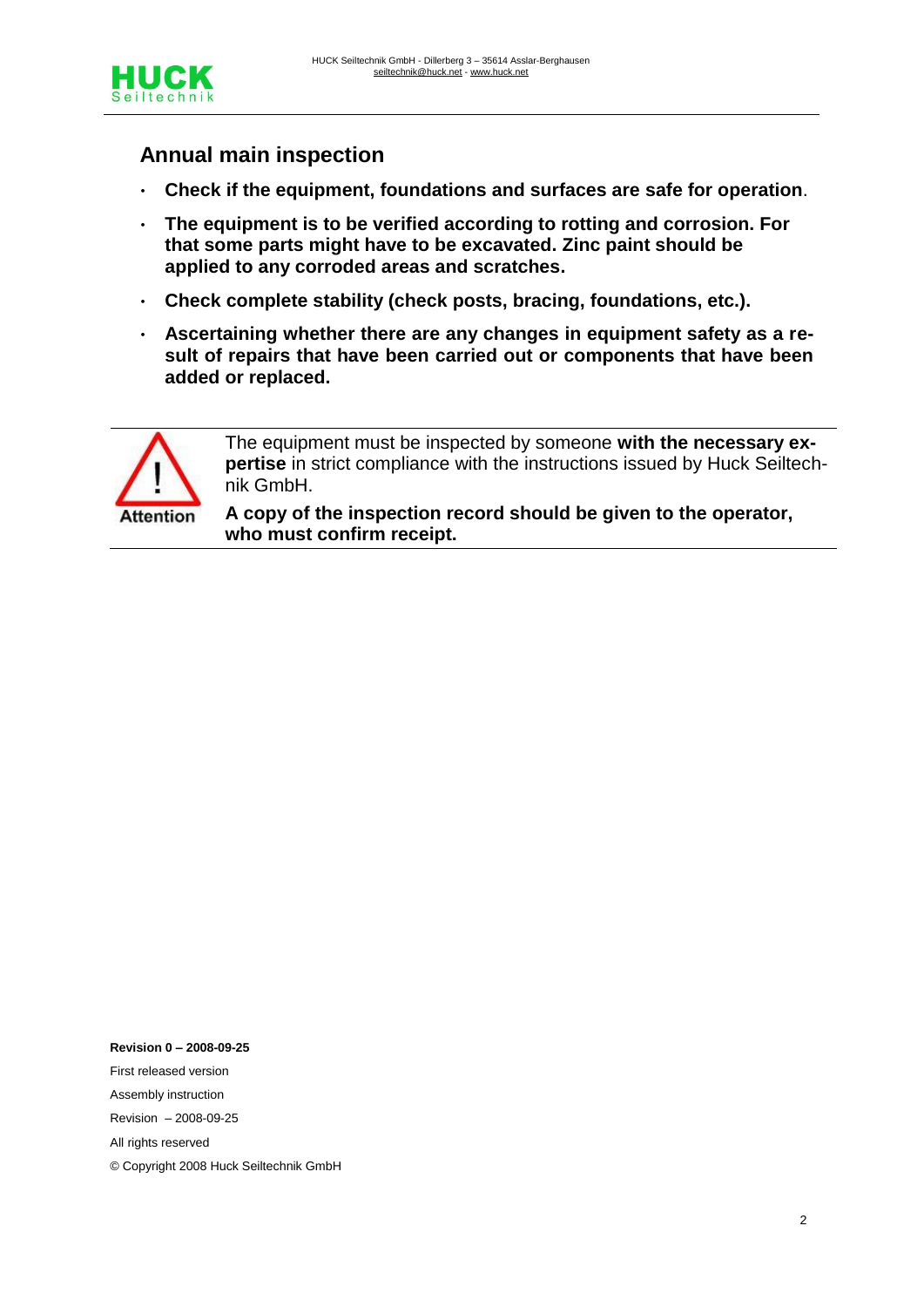## Annual main inspection

- **Check if the equipment, foundations and surfaces are safe for operation**.
- **The equipment is to be verified according to rotting and corrosion. For that some parts might have to be excavated. Zinc paint should be applied to any corroded areas and scratches.**
- **Check complete stability (check posts, bracing, foundations, etc.).**
- **Ascertaining whether there are any changes in equipment safety as a result of repairs that have been carried out or components that have been added or replaced.**

---

Attention

The equipment must be inspected by someone **with the necessary expertise** in strict compliance with the instructions issued by Huck Seiltechnik GmbH.

**A copy of the inspection record should be given to the operator, who must confirm receipt.**

---

**Revision 0 – 2008-09-25**

First released version

Assembly instruction

Revision – 2008-09-25

All rights reserved

© Copyright 2008 Huck Seiltechnik GmbH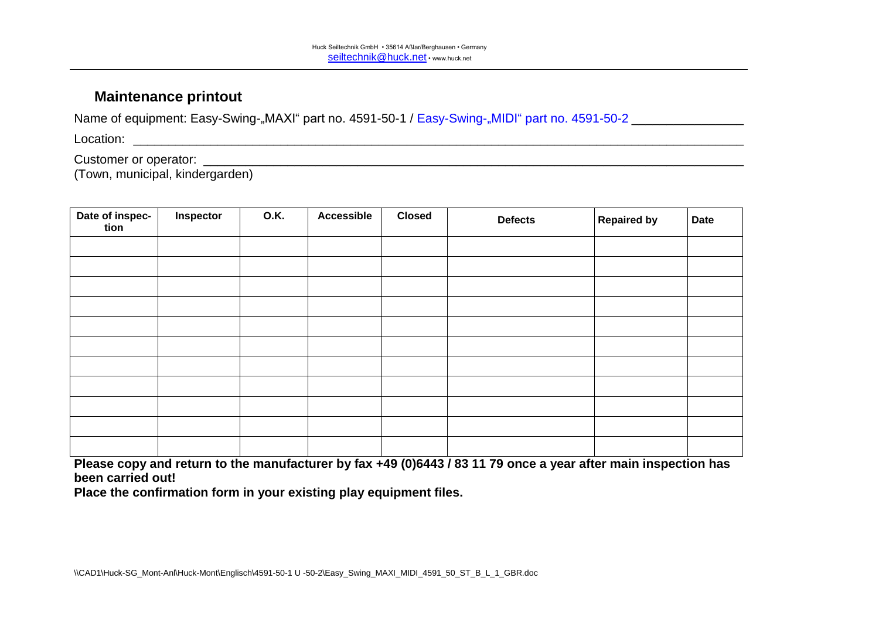## Maintenance printout

Name of equipment: Easy-Swing-„MAXI“ part no. 4591-50-1 / Easy-Swing-„MIDI“ part no. 4591-50-2 _______________

Location: ____________________________________________________________________________________

Customer or operator: _____________________________________________________________________________
(Town, municipal, kindergarden)

| Date of inspection | Inspector | O.K. | Accessible | Closed | Defects | Repaired by | Date |
|---|---|---|---|---|---|---|---|
| | | | | | | | |
| | | | | | | | |
| | | | | | | | |
| | | | | | | | |
| | | | | | | | |
| | | | | | | | |
| | | | | | | | |
| | | | | | | | |
| | | | | | | | |
| | | | | | | | |
| | | | | | | | |

**Please copy and return to the manufacturer by fax +49 (0)6443 / 83 11 79 once a year after main inspection has been carried out!**

**Place the confirmation form in your existing play equipment files.**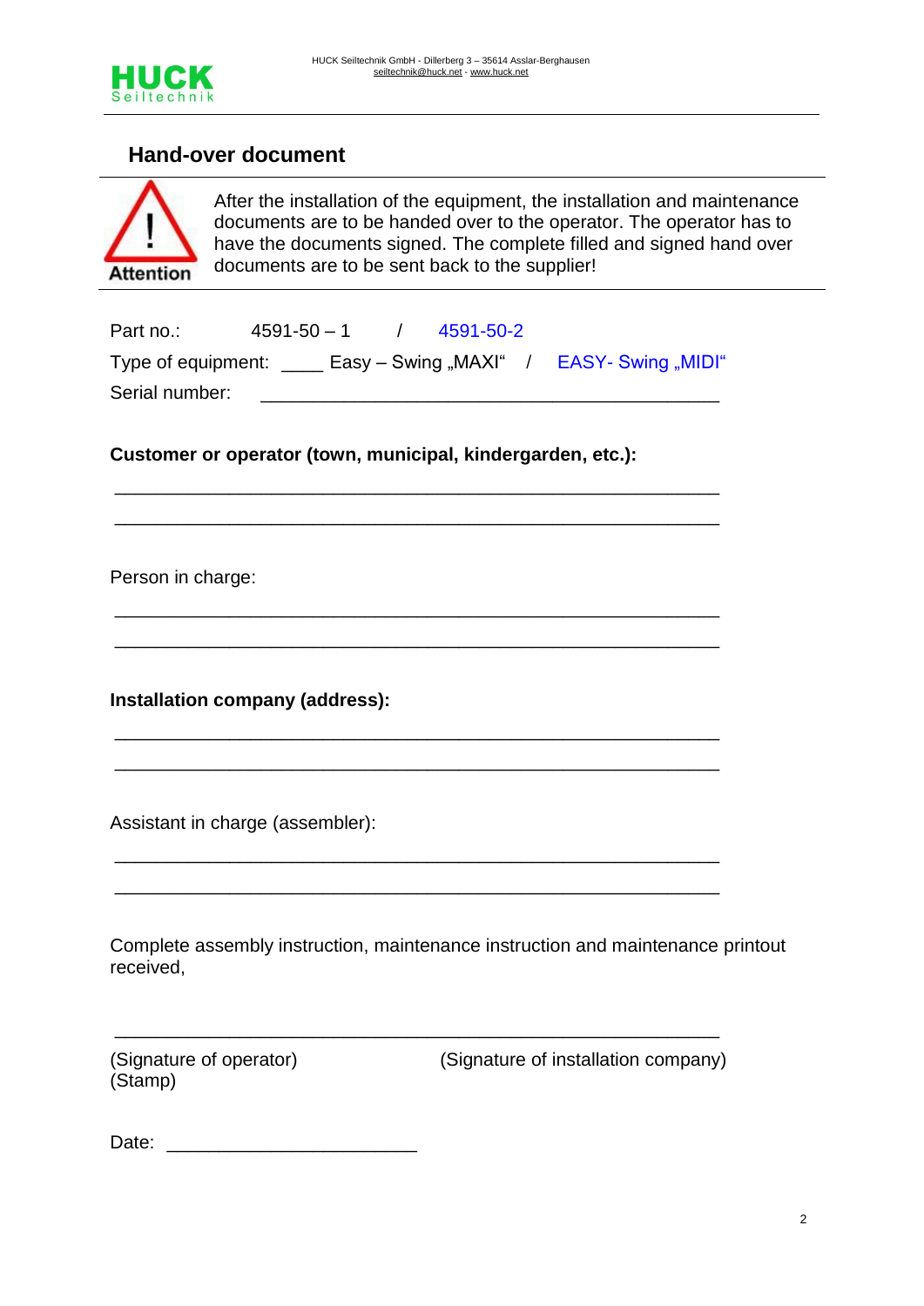## Hand-over document

**Attention**

After the installation of the equipment, the installation and maintenance documents are to be handed over to the operator. The operator has to have the documents signed. The complete filled and signed hand over documents are to be sent back to the supplier!

Part no.: 4591-50 – 1 / 4591-50-2

Type of equipment: ____ Easy – Swing „MAXI“ / EASY- Swing „MIDI“

Serial number: ________________________________________________

**Customer or operator (town, municipal, kindergarden, etc.):**

_______________________________________________________________

_______________________________________________________________

Person in charge:

_______________________________________________________________

_______________________________________________________________

**Installation company (address):**

_______________________________________________________________

_______________________________________________________________

Assistant in charge (assembler):

_______________________________________________________________

_______________________________________________________________

Complete assembly instruction, maintenance instruction and maintenance printout received,

_______________________________________________________________

(Signature of operator) (Signature of installation company)
(Stamp)

Date: __________________________